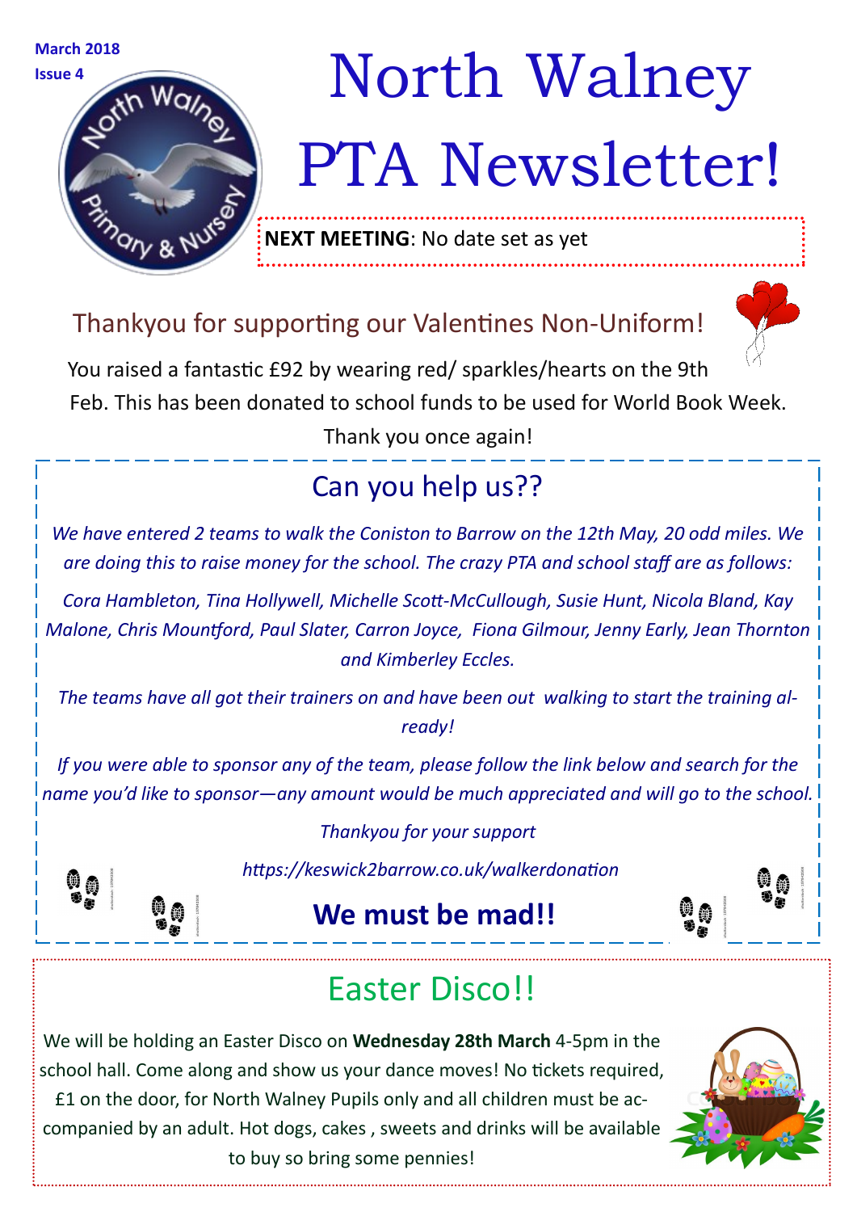March 2018

Issue 4

# North Walney PTA Newsletter!

**NEXT MEETING**: No date set as yet

## Thankyou for supporting our Valentines Non-Uniform!

You raised a fantastic £92 by wearing red/ sparkles/hearts on the 9th Feb. This has been donated to school funds to be used for World Book Week. Thank you once again!

## Can you help us??

*We have entered 2 teams to walk the Coniston to Barrow on the 12th May, 20 odd miles. We are doing this to raise money for the school. The crazy PTA and school staff are as follows:*

*Cora Hambleton, Tina Hollywell, Michelle Scott-McCullough, Susie Hunt, Nicola Bland, Kay Malone, Chris Mountford, Paul Slater, Carron Joyce, Fiona Gilmour, Jenny Early, Jean Thornton and Kimberley Eccles.*

*The teams have all got their trainers on and have been out walking to start the training already!*

*If you were able to sponsor any of the team, please follow the link below and search for the name you'd like to sponsor—any amount would be much appreciated and will go to the school.*

*Thankyou for your support*

*https://keswick2barrow.co.uk/walkerdonation*

**We must be mad!!**

## Easter Disco!!

We will be holding an Easter Disco on **Wednesday 28th March** 4-5pm in the school hall. Come along and show us your dance moves! No tickets required, £1 on the door, for North Walney Pupils only and all children must be accompanied by an adult. Hot dogs, cakes , sweets and drinks will be available to buy so bring some pennies!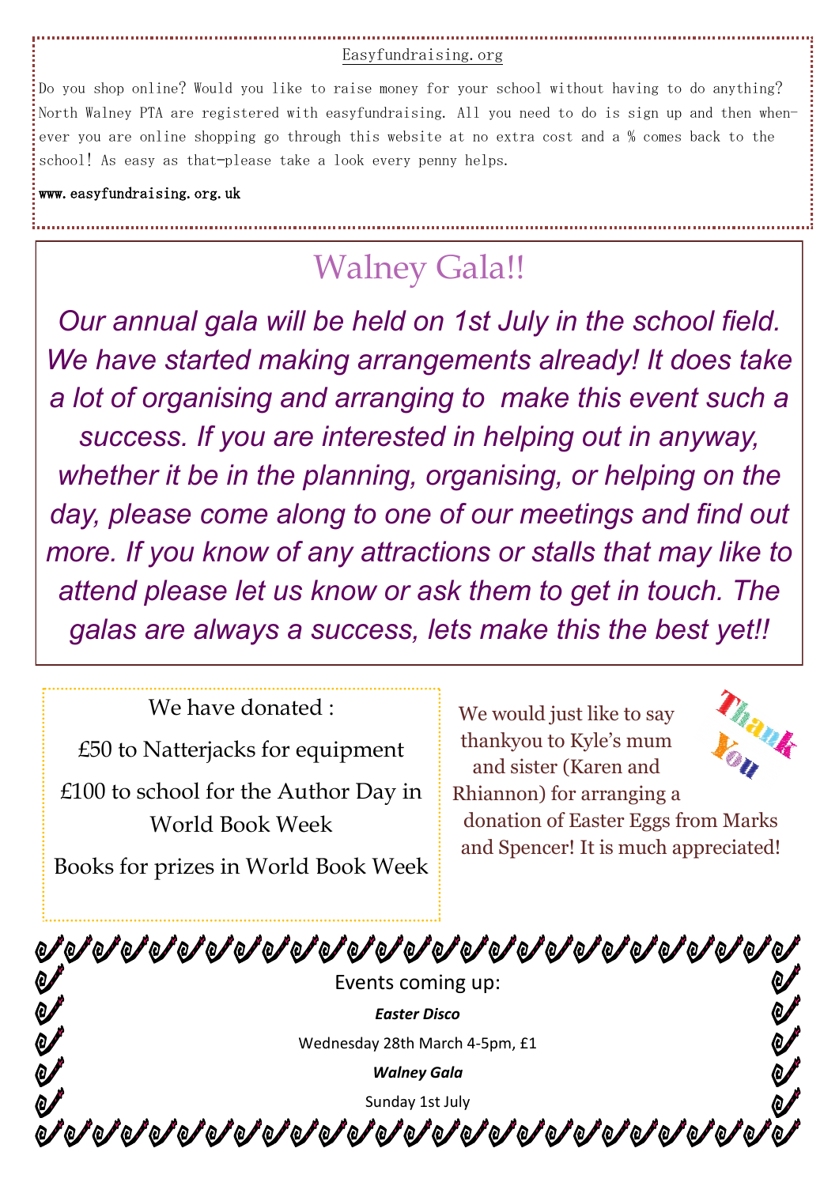## Easyfundraising.org

Do you shop online? Would you like to raise money for your school without having to do anything? North Walney PTA are registered with easyfundraising. All you need to do is sign up and then whenever you are online shopping go through this website at no extra cost and a % comes back to the school! As easy as that-please take a look every penny helps.

www.easyfundraising.org.uk

## Walney Gala!!

*Our annual gala will be held on 1st July in the school field. We have started making arrangements already! It does take a lot of organising and arranging to make this event such a success. If you are interested in helping out in anyway, whether it be in the planning, organising, or helping on the day, please come along to one of our meetings and find out more. If you know of any attractions or stalls that may like to attend please let us know or ask them to get in touch. The galas are always a success, lets make this the best yet!!*

We have donated :

£50 to Natterjacks for equipment

£100 to school for the Author Day in World Book Week

Books for prizes in World Book Week

Thank You

We would just like to say thankyou to Kyle's mum and sister (Karen and Rhiannon) for arranging a donation of Easter Eggs from Marks and Spencer! It is much appreciated!

Events coming up:

***Easter Disco***

Wednesday 28th March 4-5pm, £1

***Walney Gala***

Sunday 1st July